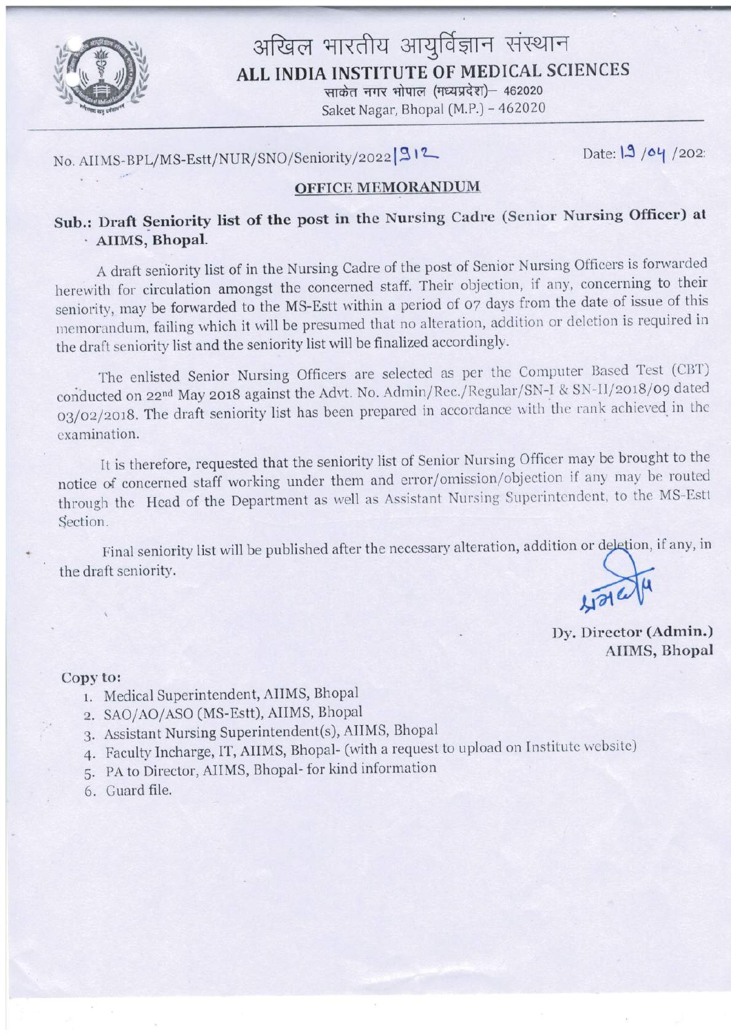# अखिल भारतीय आयुर्विज्ञान संस्थान

## ALL INDIA INSTITUTE OF MEDICAL SCIENCES

साकेत नगर भोपाल (मध्यप्रदेश)– 462020

Saket Nagar, Bhopal (M.P.) – 462020

No. AIIMS-BPL/MS-Estt/NUR/SNO/Seniority/2022|912 Date: 19 /04 /202

### OFFICE MEMORANDUM

**Sub.: Draft Seniority list of the post in the Nursing Cadre (Senior Nursing Officer) at AIIMS, Bhopal.**

A draft seniority list of in the Nursing Cadre of the post of Senior Nursing Officers is forwarded herewith for circulation amongst the concerned staff. Their objection, if any, concerning to their seniority, may be forwarded to the MS-Estt within a period of 07 days from the date of issue of this memorandum, failing which it will be presumed that no alteration, addition or deletion is required in the draft seniority list and the seniority list will be finalized accordingly.

The enlisted Senior Nursing Officers are selected as per the Computer Based Test (CBT) conducted on 22nd May 2018 against the Advt. No. Admin/Rec./Regular/SN-I & SN-II/2018/09 dated 03/02/2018. The draft seniority list has been prepared in accordance with the rank achieved in the examination.

It is therefore, requested that the seniority list of Senior Nursing Officer may be brought to the notice of concerned staff working under them and error/omission/objection if any may be routed through the Head of the Department as well as Assistant Nursing Superintendent, to the MS-Estt Section.

Final seniority list will be published after the necessary alteration, addition or deletion, if any, in the draft seniority.

**Dy. Director (Admin.)**
**AIIMS, Bhopal**

**Copy to:**

1. Medical Superintendent, AIIMS, Bhopal
2. SAO/AO/ASO (MS-Estt), AIIMS, Bhopal
3. Assistant Nursing Superintendent(s), AIIMS, Bhopal
4. Faculty Incharge, IT, AIIMS, Bhopal- (with a request to upload on Institute website)
5. PA to Director, AIIMS, Bhopal- for kind information
6. Guard file.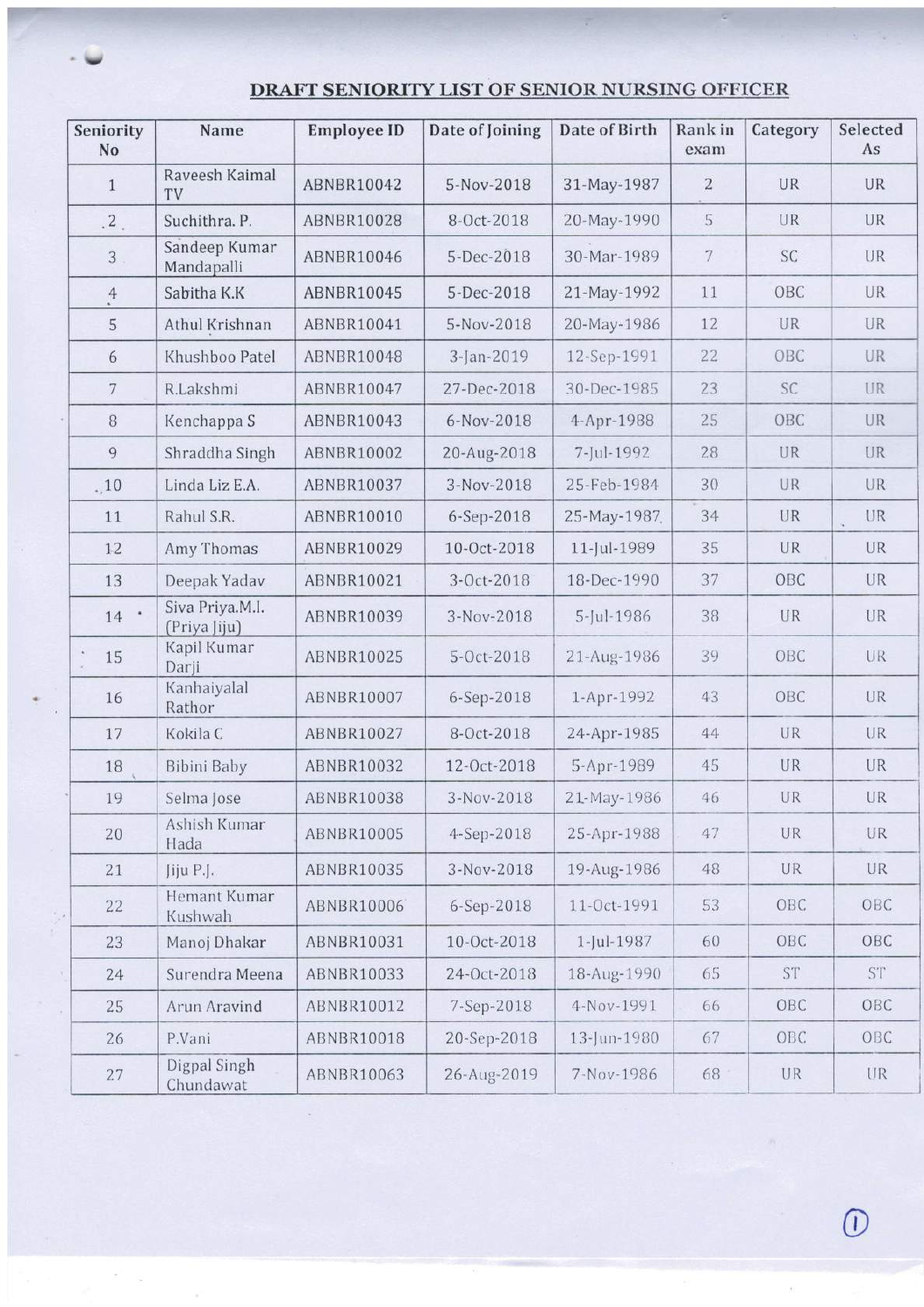## DRAFT SENIORITY LIST OF SENIOR NURSING OFFICER

| Seniority No | Name | Employee ID | Date of Joining | Date of Birth | Rank in exam | Category | Selected As |
|---|---|---|---|---|---|---|---|
| 1 | Raveesh Kaimal TV | ABNBR10042 | 5-Nov-2018 | 31-May-1987 | 2 | UR | UR |
| 2 | Suchithra. P. | ABNBR10028 | 8-Oct-2018 | 20-May-1990 | 5 | UR | UR |
| 3 | Sandeep Kumar Mandapalli | ABNBR10046 | 5-Dec-2018 | 30-Mar-1989 | 7 | SC | UR |
| 4 | Sabitha K.K | ABNBR10045 | 5-Dec-2018 | 21-May-1992 | 11 | OBC | UR |
| 5 | Athul Krishnan | ABNBR10041 | 5-Nov-2018 | 20-May-1986 | 12 | UR | UR |
| 6 | Khushboo Patel | ABNBR10048 | 3-Jan-2019 | 12-Sep-1991 | 22 | OBC | UR |
| 7 | R.Lakshmi | ABNBR10047 | 27-Dec-2018 | 30-Dec-1985 | 23 | SC | UR |
| 8 | Kenchappa S | ABNBR10043 | 6-Nov-2018 | 4-Apr-1988 | 25 | OBC | UR |
| 9 | Shraddha Singh | ABNBR10002 | 20-Aug-2018 | 7-Jul-1992 | 28 | UR | UR |
| 10 | Linda Liz E.A. | ABNBR10037 | 3-Nov-2018 | 25-Feb-1984 | 30 | UR | UR |
| 11 | Rahul S.R. | ABNBR10010 | 6-Sep-2018 | 25-May-1987 | 34 | UR | UR |
| 12 | Amy Thomas | ABNBR10029 | 10-Oct-2018 | 11-Jul-1989 | 35 | UR | UR |
| 13 | Deepak Yadav | ABNBR10021 | 3-Oct-2018 | 18-Dec-1990 | 37 | OBC | UR |
| 14 | Siva Priya.M.I. (Priya Jiju) | ABNBR10039 | 3-Nov-2018 | 5-Jul-1986 | 38 | UR | UR |
| 15 | Kapil Kumar Darji | ABNBR10025 | 5-Oct-2018 | 21-Aug-1986 | 39 | OBC | UR |
| 16 | Kanhaiyalal Rathor | ABNBR10007 | 6-Sep-2018 | 1-Apr-1992 | 43 | OBC | UR |
| 17 | Kokila C | ABNBR10027 | 8-Oct-2018 | 24-Apr-1985 | 44 | UR | UR |
| 18 | Bibini Baby | ABNBR10032 | 12-Oct-2018 | 5-Apr-1989 | 45 | UR | UR |
| 19 | Selma Jose | ABNBR10038 | 3-Nov-2018 | 21-May-1986 | 46 | UR | UR |
| 20 | Ashish Kumar Hada | ABNBR10005 | 4-Sep-2018 | 25-Apr-1988 | 47 | UR | UR |
| 21 | Jiju P.J. | ABNBR10035 | 3-Nov-2018 | 19-Aug-1986 | 48 | UR | UR |
| 22 | Hemant Kumar Kushwah | ABNBR10006 | 6-Sep-2018 | 11-Oct-1991 | 53 | OBC | OBC |
| 23 | Manoj Dhakar | ABNBR10031 | 10-Oct-2018 | 1-Jul-1987 | 60 | OBC | OBC |
| 24 | Surendra Meena | ABNBR10033 | 24-Oct-2018 | 18-Aug-1990 | 65 | ST | ST |
| 25 | Arun Aravind | ABNBR10012 | 7-Sep-2018 | 4-Nov-1991 | 66 | OBC | OBC |
| 26 | P.Vani | ABNBR10018 | 20-Sep-2018 | 13-Jun-1980 | 67 | OBC | OBC |
| 27 | Digpal Singh Chundawat | ABNBR10063 | 26-Aug-2019 | 7-Nov-1986 | 68 | UR | UR |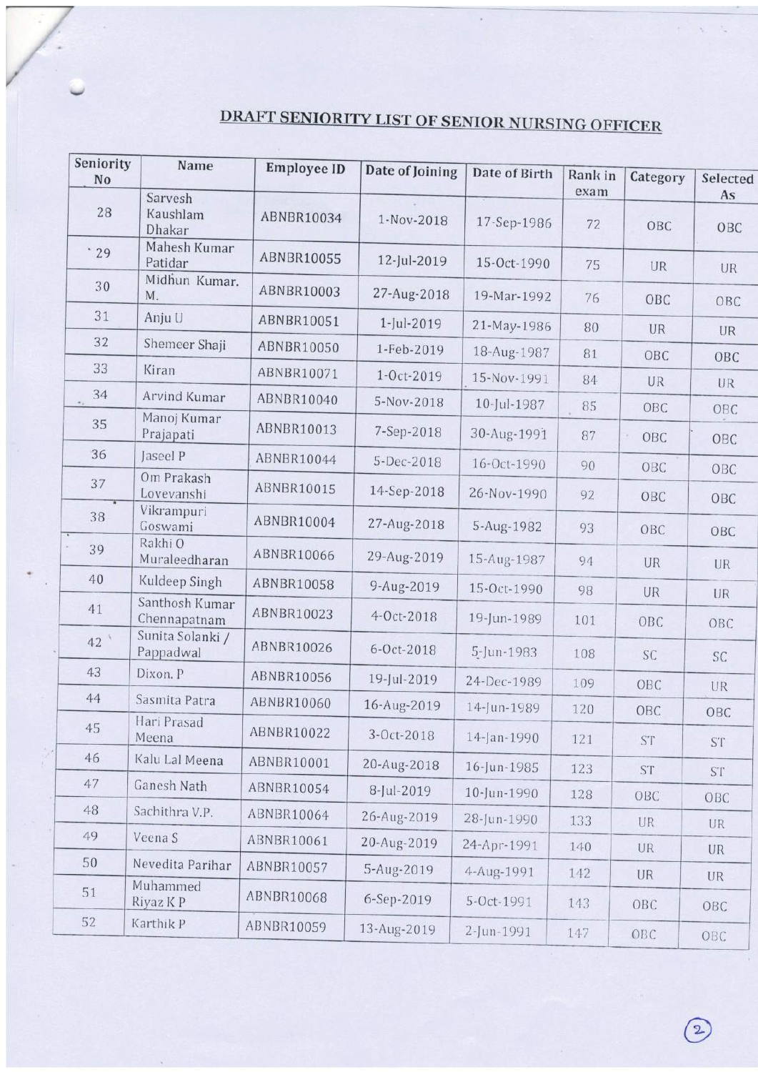# DRAFT SENIORITY LIST OF SENIOR NURSING OFFICER

| Seniority No | Name | Employee ID | Date of Joining | Date of Birth | Rank in exam | Category | Selected As |
|---|---|---|---|---|---|---|---|
| 28 | Sarvesh Kaushlam Dhakar | ABNBR10034 | 1-Nov-2018 | 17-Sep-1986 | 72 | OBC | OBC |
| 29 | Mahesh Kumar Patidar | ABNBR10055 | 12-Jul-2019 | 15-Oct-1990 | 75 | UR | UR |
| 30 | Midhun Kumar. M. | ABNBR10003 | 27-Aug-2018 | 19-Mar-1992 | 76 | OBC | OBC |
| 31 | Anju U | ABNBR10051 | 1-Jul-2019 | 21-May-1986 | 80 | UR | UR |
| 32 | Shemeer Shaji | ABNBR10050 | 1-Feb-2019 | 18-Aug-1987 | 81 | OBC | OBC |
| 33 | Kiran | ABNBR10071 | 1-Oct-2019 | 15-Nov-1991 | 84 | UR | UR |
| 34 | Arvind Kumar | ABNBR10040 | 5-Nov-2018 | 10-Jul-1987 | 85 | OBC | OBC |
| 35 | Manoj Kumar Prajapati | ABNBR10013 | 7-Sep-2018 | 30-Aug-1991 | 87 | OBC | OBC |
| 36 | Jaseel P | ABNBR10044 | 5-Dec-2018 | 16-Oct-1990 | 90 | OBC | OBC |
| 37 | Om Prakash Lovevanshi | ABNBR10015 | 14-Sep-2018 | 26-Nov-1990 | 92 | OBC | OBC |
| 38 | Vikrampuri Goswami | ABNBR10004 | 27-Aug-2018 | 5-Aug-1982 | 93 | OBC | OBC |
| 39 | Rakhi O Muraleedharan | ABNBR10066 | 29-Aug-2019 | 15-Aug-1987 | 94 | UR | UR |
| 40 | Kuldeep Singh | ABNBR10058 | 9-Aug-2019 | 15-Oct-1990 | 98 | UR | UR |
| 41 | Santhosh Kumar Chennapatnam | ABNBR10023 | 4-Oct-2018 | 19-Jun-1989 | 101 | OBC | OBC |
| 42 | Sunita Solanki / Pappadwal | ABNBR10026 | 6-Oct-2018 | 5-Jun-1983 | 108 | SC | SC |
| 43 | Dixon. P | ABNBR10056 | 19-Jul-2019 | 24-Dec-1989 | 109 | OBC | UR |
| 44 | Sasmita Patra | ABNBR10060 | 16-Aug-2019 | 14-Jun-1989 | 120 | OBC | OBC |
| 45 | Hari Prasad Meena | ABNBR10022 | 3-Oct-2018 | 14-Jan-1990 | 121 | ST | ST |
| 46 | Kalu Lal Meena | ABNBR10001 | 20-Aug-2018 | 16-Jun-1985 | 123 | ST | ST |
| 47 | Ganesh Nath | ABNBR10054 | 8-Jul-2019 | 10-Jun-1990 | 128 | OBC | OBC |
| 48 | Sachithra V.P. | ABNBR10064 | 26-Aug-2019 | 28-Jun-1990 | 133 | UR | UR |
| 49 | Veena S | ABNBR10061 | 20-Aug-2019 | 24-Apr-1991 | 140 | UR | UR |
| 50 | Nevedita Parihar | ABNBR10057 | 5-Aug-2019 | 4-Aug-1991 | 142 | UR | UR |
| 51 | Muhammed Riyaz K P | ABNBR10068 | 6-Sep-2019 | 5-Oct-1991 | 143 | OBC | OBC |
| 52 | Karthik P | ABNBR10059 | 13-Aug-2019 | 2-Jun-1991 | 147 | OBC | OBC |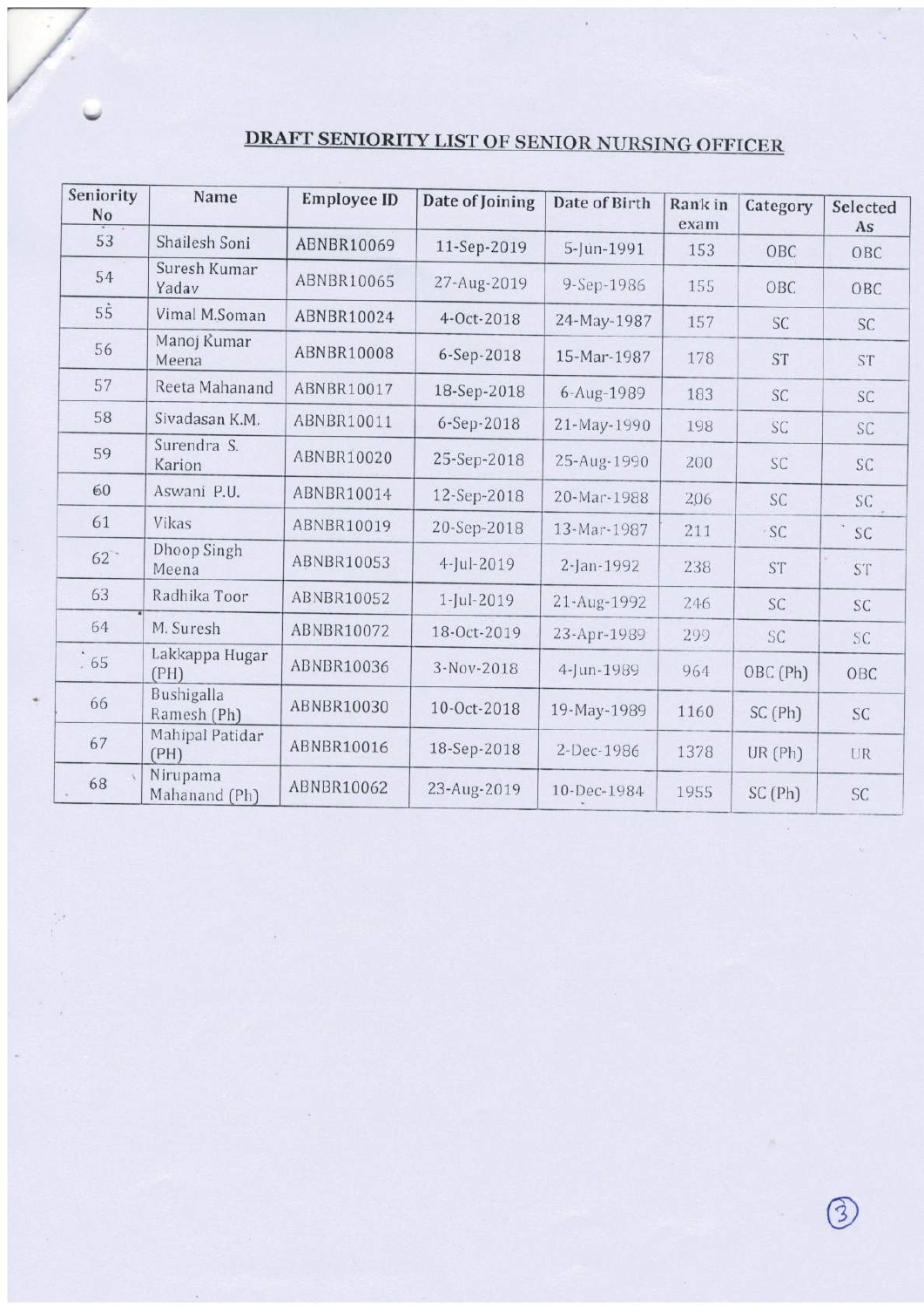## DRAFT SENIORITY LIST OF SENIOR NURSING OFFICER

| Seniority No | Name | Employee ID | Date of Joining | Date of Birth | Rank in exam | Category | Selected As |
|---|---|---|---|---|---|---|---|
| 53 | Shailesh Soni | ABNBR10069 | 11-Sep-2019 | 5-Jun-1991 | 153 | OBC | OBC |
| 54 | Suresh Kumar Yadav | ABNBR10065 | 27-Aug-2019 | 9-Sep-1986 | 155 | OBC | OBC |
| 55 | Vimal M.Soman | ABNBR10024 | 4-Oct-2018 | 24-May-1987 | 157 | SC | SC |
| 56 | Manoj Kumar Meena | ABNBR10008 | 6-Sep-2018 | 15-Mar-1987 | 178 | ST | ST |
| 57 | Reeta Mahanand | ABNBR10017 | 18-Sep-2018 | 6-Aug-1989 | 183 | SC | SC |
| 58 | Sivadasan K.M. | ABNBR10011 | 6-Sep-2018 | 21-May-1990 | 198 | SC | SC |
| 59 | Surendra S. Karion | ABNBR10020 | 25-Sep-2018 | 25-Aug-1990 | 200 | SC | SC |
| 60 | Aswani P.U. | ABNBR10014 | 12-Sep-2018 | 20-Mar-1988 | 206 | SC | SC |
| 61 | Vikas | ABNBR10019 | 20-Sep-2018 | 13-Mar-1987 | 211 | SC | SC |
| 62 | Dhoop Singh Meena | ABNBR10053 | 4-Jul-2019 | 2-Jan-1992 | 238 | ST | ST |
| 63 | Radhika Toor | ABNBR10052 | 1-Jul-2019 | 21-Aug-1992 | 246 | SC | SC |
| 64 | M. Suresh | ABNBR10072 | 18-Oct-2019 | 23-Apr-1989 | 299 | SC | SC |
| 65 | Lakkappa Hugar (PH) | ABNBR10036 | 3-Nov-2018 | 4-Jun-1989 | 964 | OBC (Ph) | OBC |
| 66 | Bushigalla Ramesh (Ph) | ABNBR10030 | 10-Oct-2018 | 19-May-1989 | 1160 | SC (Ph) | SC |
| 67 | Mahipal Patidar (PH) | ABNBR10016 | 18-Sep-2018 | 2-Dec-1986 | 1378 | UR (Ph) | UR |
| 68 | Nirupama Mahanand (Ph) | ABNBR10062 | 23-Aug-2019 | 10-Dec-1984 | 1955 | SC (Ph) | SC |